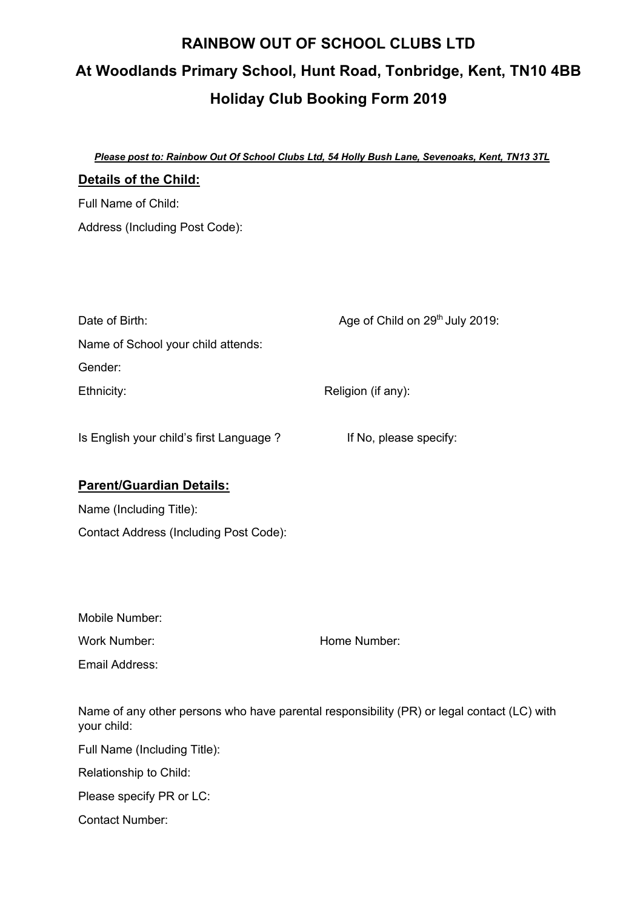# RAINBOW OUT OF SCHOOL CLUBS LTD

## At Woodlands Primary School, Hunt Road, Tonbridge, Kent, TN10 4BB

## Holiday Club Booking Form 2019

***Please post to: Rainbow Out Of School Clubs Ltd, 54 Holly Bush Lane, Sevenoaks, Kent, TN13 3TL***

**Details of the Child:**

Full Name of Child:

Address (Including Post Code):

Date of Birth: Age of Child on 29th July 2019:

Name of School your child attends:

Gender:

Ethnicity: Religion (if any):

Is English your child's first Language ? If No, please specify:

**Parent/Guardian Details:**

Name (Including Title):

Contact Address (Including Post Code):

Mobile Number:

Work Number: Home Number:

Email Address:

Name of any other persons who have parental responsibility (PR) or legal contact (LC) with your child:

Full Name (Including Title):

Relationship to Child:

Please specify PR or LC:

Contact Number: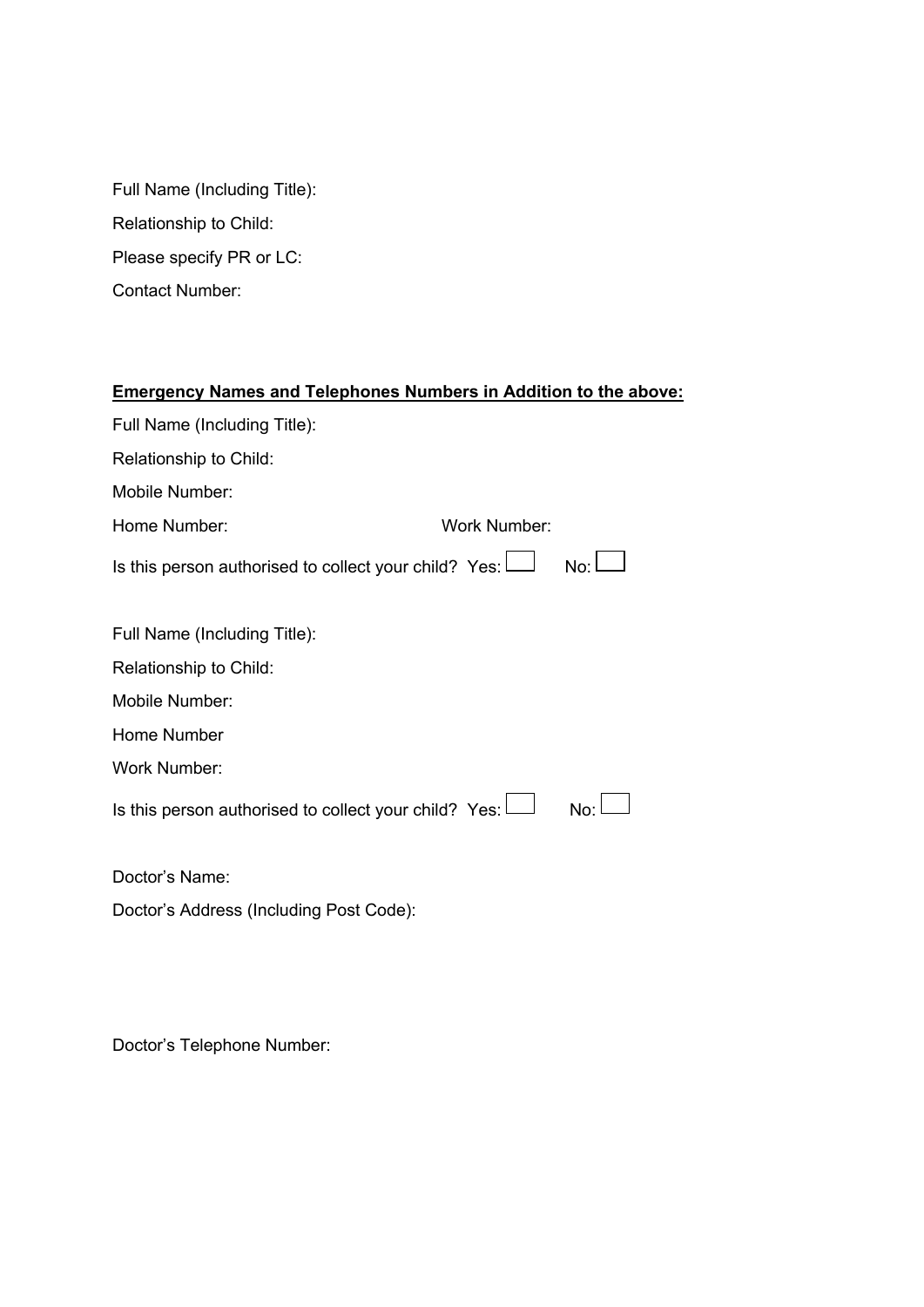Full Name (Including Title):

Relationship to Child:

Please specify PR or LC:

Contact Number:

**Emergency Names and Telephones Numbers in Addition to the above:**

Full Name (Including Title):

Relationship to Child:

Mobile Number:

Home Number: Work Number:

Is this person authorised to collect your child? Yes: ☐ No: ☐

Full Name (Including Title):

Relationship to Child:

Mobile Number:

Home Number

Work Number:

Is this person authorised to collect your child? Yes: ☐ No: ☐

Doctor's Name:

Doctor's Address (Including Post Code):

Doctor's Telephone Number: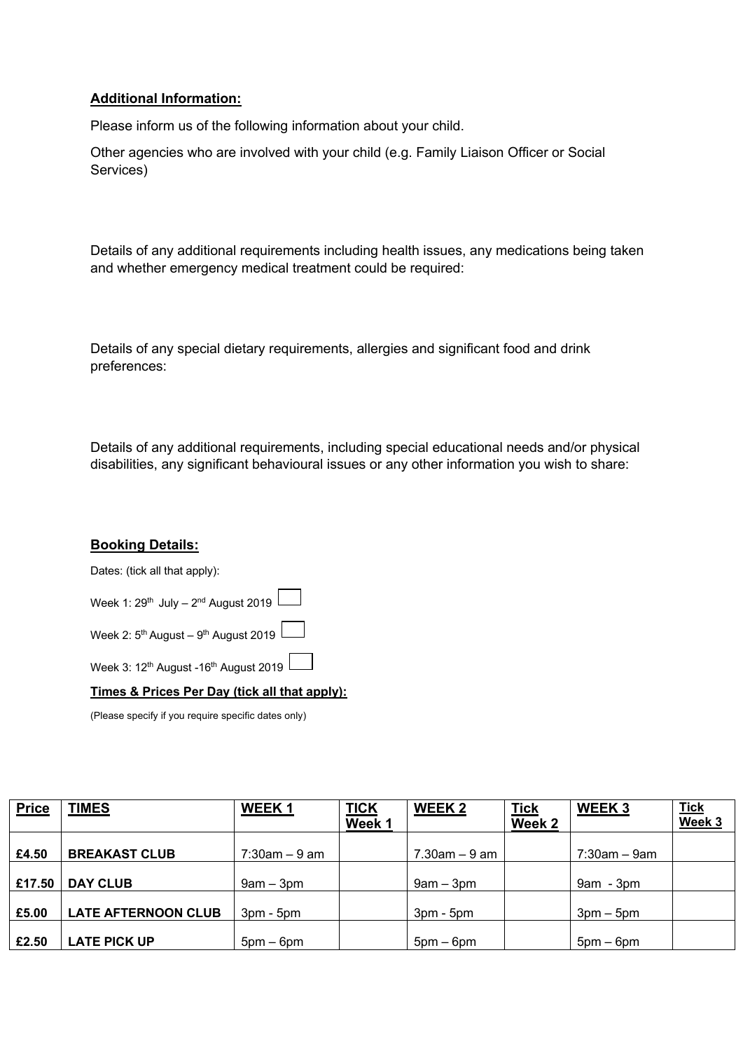**Additional Information:**

Please inform us of the following information about your child.

Other agencies who are involved with your child (e.g. Family Liaison Officer or Social Services)

Details of any additional requirements including health issues, any medications being taken and whether emergency medical treatment could be required:

Details of any special dietary requirements, allergies and significant food and drink preferences:

Details of any additional requirements, including special educational needs and/or physical disabilities, any significant behavioural issues or any other information you wish to share:

**Booking Details:**

Dates: (tick all that apply):

Week 1: 29th July – 2nd August 2019 ☐

Week 2: 5th August – 9th August 2019 ☐

Week 3: 12th August -16th August 2019 ☐

**Times & Prices Per Day (tick all that apply):**

(Please specify if you require specific dates only)

| Price | TIMES | WEEK 1 | TICK Week 1 | WEEK 2 | Tick Week 2 | WEEK 3 | Tick Week 3 |
|---|---|---|---|---|---|---|---|
| £4.50 | BREAKAST CLUB | 7:30am – 9 am | | 7.30am – 9 am | | 7:30am – 9am | |
| £17.50 | DAY CLUB | 9am – 3pm | | 9am – 3pm | | 9am - 3pm | |
| £5.00 | LATE AFTERNOON CLUB | 3pm - 5pm | | 3pm - 5pm | | 3pm – 5pm | |
| £2.50 | LATE PICK UP | 5pm – 6pm | | 5pm – 6pm | | 5pm – 6pm | |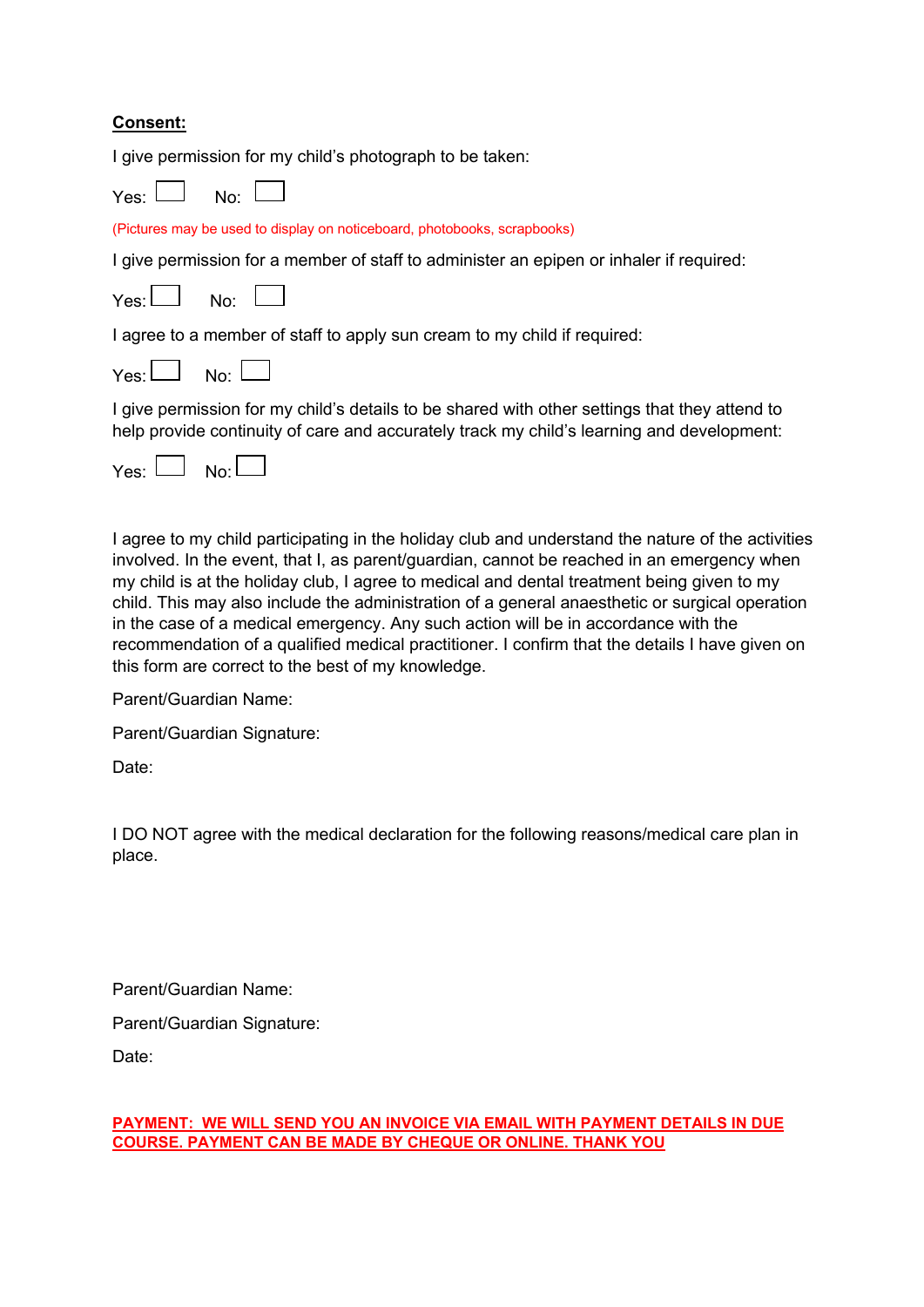**Consent:**

I give permission for my child's photograph to be taken:

Yes: ☐ No: ☐

(Pictures may be used to display on noticeboard, photobooks, scrapbooks)

I give permission for a member of staff to administer an epipen or inhaler if required:

Yes: ☐ No: ☐

I agree to a member of staff to apply sun cream to my child if required:

Yes: ☐ No: ☐

I give permission for my child's details to be shared with other settings that they attend to help provide continuity of care and accurately track my child's learning and development:

Yes: ☐ No: ☐

I agree to my child participating in the holiday club and understand the nature of the activities involved. In the event, that I, as parent/guardian, cannot be reached in an emergency when my child is at the holiday club, I agree to medical and dental treatment being given to my child. This may also include the administration of a general anaesthetic or surgical operation in the case of a medical emergency. Any such action will be in accordance with the recommendation of a qualified medical practitioner. I confirm that the details I have given on this form are correct to the best of my knowledge.

Parent/Guardian Name:

Parent/Guardian Signature:

Date:

I DO NOT agree with the medical declaration for the following reasons/medical care plan in place.

Parent/Guardian Name:

Parent/Guardian Signature:

Date:

**PAYMENT: WE WILL SEND YOU AN INVOICE VIA EMAIL WITH PAYMENT DETAILS IN DUE COURSE. PAYMENT CAN BE MADE BY CHEQUE OR ONLINE. THANK YOU**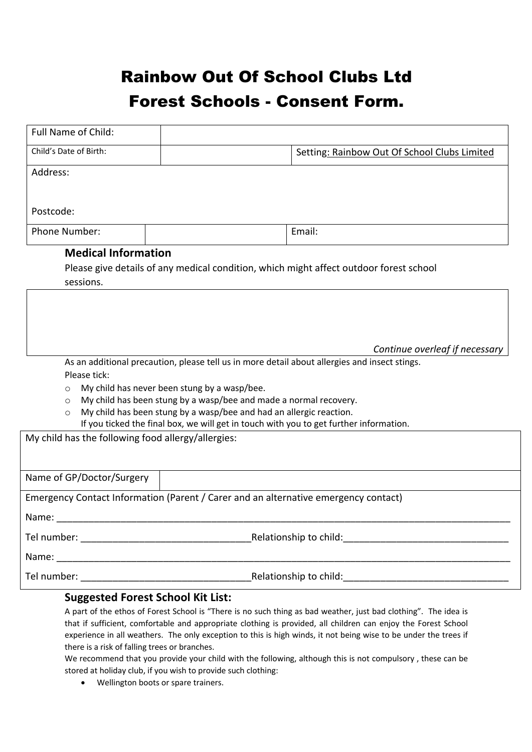# Rainbow Out Of School Clubs Ltd
# Forest Schools - Consent Form.

| | | |
|---|---|---|
| Full Name of Child: | | |
| Child's Date of Birth: | | Setting: Rainbow Out Of School Clubs Limited |
| Address:<br><br>Postcode: | | |
| Phone Number: | | Email: |

### Medical Information

Please give details of any medical condition, which might affect outdoor forest school sessions.

| |
|---|
| <br><br>*Continue overleaf if necessary* |

As an additional precaution, please tell us in more detail about allergies and insect stings.
Please tick:

- ○ My child has never been stung by a wasp/bee.
- ○ My child has been stung by a wasp/bee and made a normal recovery.
- ○ My child has been stung by a wasp/bee and had an allergic reaction.
  If you ticked the final box, we will get in touch with you to get further information.

| | |
|---|---|
| My child has the following food allergy/allergies: | |
| Name of GP/Doctor/Surgery | |

Emergency Contact Information (Parent / Carer and an alternative emergency contact)

Name: ______________________________________________________________________

Tel number: ______________________________ Relationship to child: ____________________________

Name: ______________________________________________________________________

Tel number: ______________________________ Relationship to child: ____________________________

### Suggested Forest School Kit List:

A part of the ethos of Forest School is "There is no such thing as bad weather, just bad clothing". The idea is that if sufficient, comfortable and appropriate clothing is provided, all children can enjoy the Forest School experience in all weathers. The only exception to this is high winds, it not being wise to be under the trees if there is a risk of falling trees or branches.

We recommend that you provide your child with the following, although this is not compulsory , these can be stored at holiday club, if you wish to provide such clothing:

- Wellington boots or spare trainers.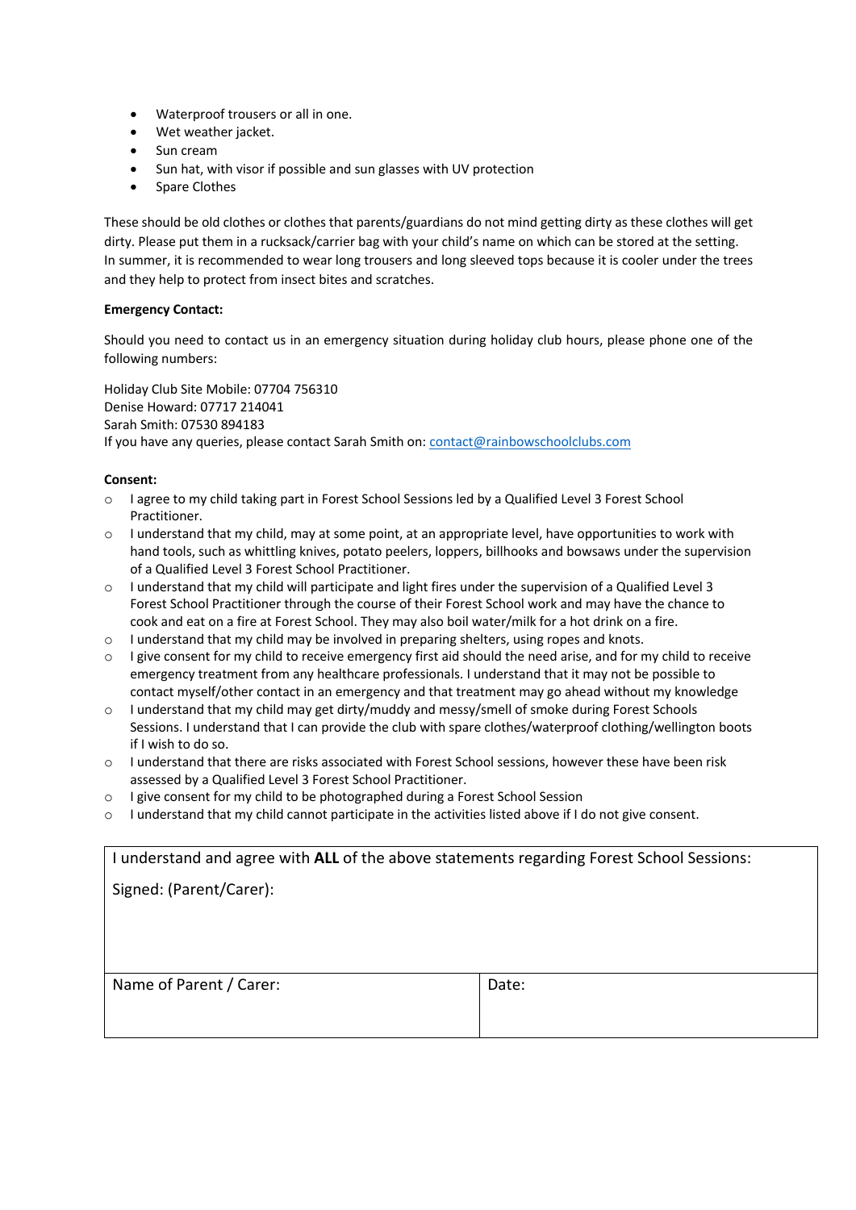- Waterproof trousers or all in one.
- Wet weather jacket.
- Sun cream
- Sun hat, with visor if possible and sun glasses with UV protection
- Spare Clothes

These should be old clothes or clothes that parents/guardians do not mind getting dirty as these clothes will get dirty. Please put them in a rucksack/carrier bag with your child's name on which can be stored at the setting. In summer, it is recommended to wear long trousers and long sleeved tops because it is cooler under the trees and they help to protect from insect bites and scratches.

**Emergency Contact:**

Should you need to contact us in an emergency situation during holiday club hours, please phone one of the following numbers:

Holiday Club Site Mobile: 07704 756310
Denise Howard: 07717 214041
Sarah Smith: 07530 894183
If you have any queries, please contact Sarah Smith on: contact@rainbowschoolclubs.com

**Consent:**

- I agree to my child taking part in Forest School Sessions led by a Qualified Level 3 Forest School Practitioner.
- I understand that my child, may at some point, at an appropriate level, have opportunities to work with hand tools, such as whittling knives, potato peelers, loppers, billhooks and bowsaws under the supervision of a Qualified Level 3 Forest School Practitioner.
- I understand that my child will participate and light fires under the supervision of a Qualified Level 3 Forest School Practitioner through the course of their Forest School work and may have the chance to cook and eat on a fire at Forest School. They may also boil water/milk for a hot drink on a fire.
- I understand that my child may be involved in preparing shelters, using ropes and knots.
- I give consent for my child to receive emergency first aid should the need arise, and for my child to receive emergency treatment from any healthcare professionals. I understand that it may not be possible to contact myself/other contact in an emergency and that treatment may go ahead without my knowledge
- I understand that my child may get dirty/muddy and messy/smell of smoke during Forest Schools Sessions. I understand that I can provide the club with spare clothes/waterproof clothing/wellington boots if I wish to do so.
- I understand that there are risks associated with Forest School sessions, however these have been risk assessed by a Qualified Level 3 Forest School Practitioner.
- I give consent for my child to be photographed during a Forest School Session
- I understand that my child cannot participate in the activities listed above if I do not give consent.

| | |
|---|---|
| I understand and agree with **ALL** of the above statements regarding Forest School Sessions:<br><br>Signed: (Parent/Carer): | |
| Name of Parent / Carer: | Date: |